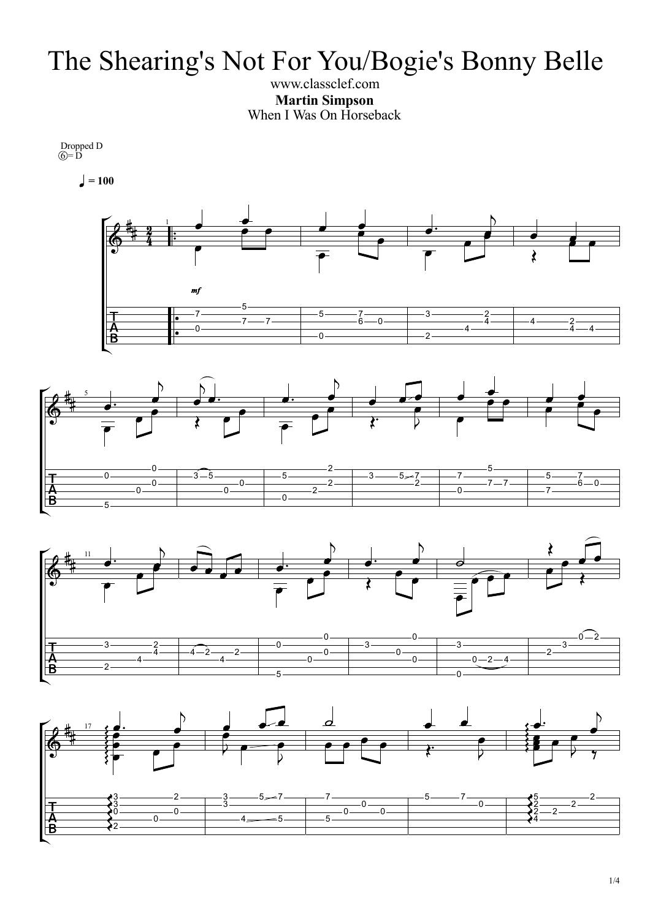# The Shearing's Not For You/Bogie's Bonny Belle

www.classclef.com

**Martin Simpson**

When I Was On Horseback

Dropped D
⑥= D

♩ = 100

*mf*